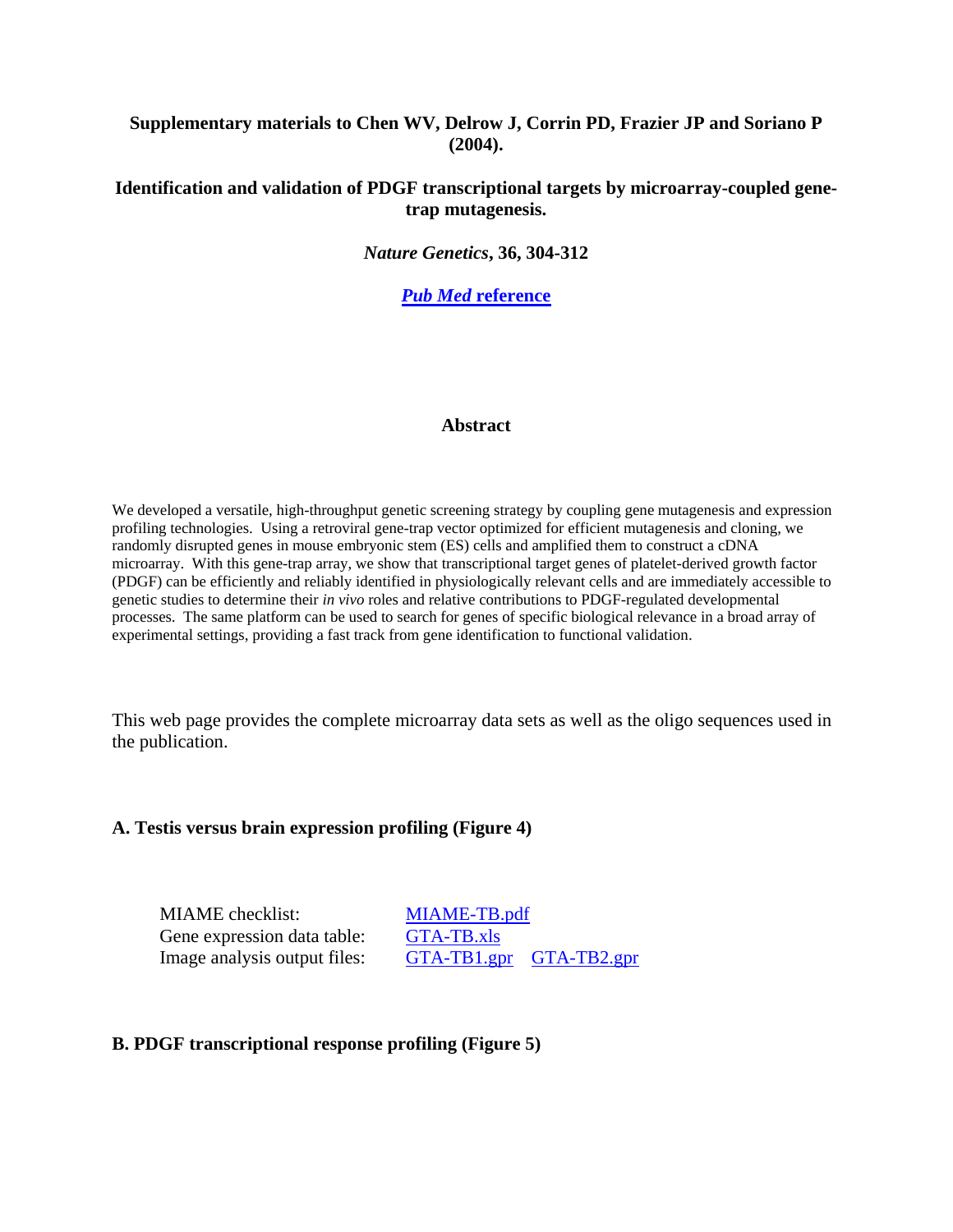**Supplementary materials to Chen WV, Delrow J, Corrin PD, Frazier JP and Soriano P (2004).**

**Identification and validation of PDGF transcriptional targets by microarray-coupled gene-trap mutagenesis.**

***Nature Genetics*, 36, 304-312**

[***Pub Med* reference**]

## Abstract

We developed a versatile, high-throughput genetic screening strategy by coupling gene mutagenesis and expression profiling technologies. Using a retroviral gene-trap vector optimized for efficient mutagenesis and cloning, we randomly disrupted genes in mouse embryonic stem (ES) cells and amplified them to construct a cDNA microarray. With this gene-trap array, we show that transcriptional target genes of platelet-derived growth factor (PDGF) can be efficiently and reliably identified in physiologically relevant cells and are immediately accessible to genetic studies to determine their *in vivo* roles and relative contributions to PDGF-regulated developmental processes. The same platform can be used to search for genes of specific biological relevance in a broad array of experimental settings, providing a fast track from gene identification to functional validation.

This web page provides the complete microarray data sets as well as the oligo sequences used in the publication.

### A. Testis versus brain expression profiling (Figure 4)

| | |
|---|---|
| MIAME checklist: | MIAME-TB.pdf |
| Gene expression data table: | GTA-TB.xls |
| Image analysis output files: | GTA-TB1.gpr GTA-TB2.gpr |

### B. PDGF transcriptional response profiling (Figure 5)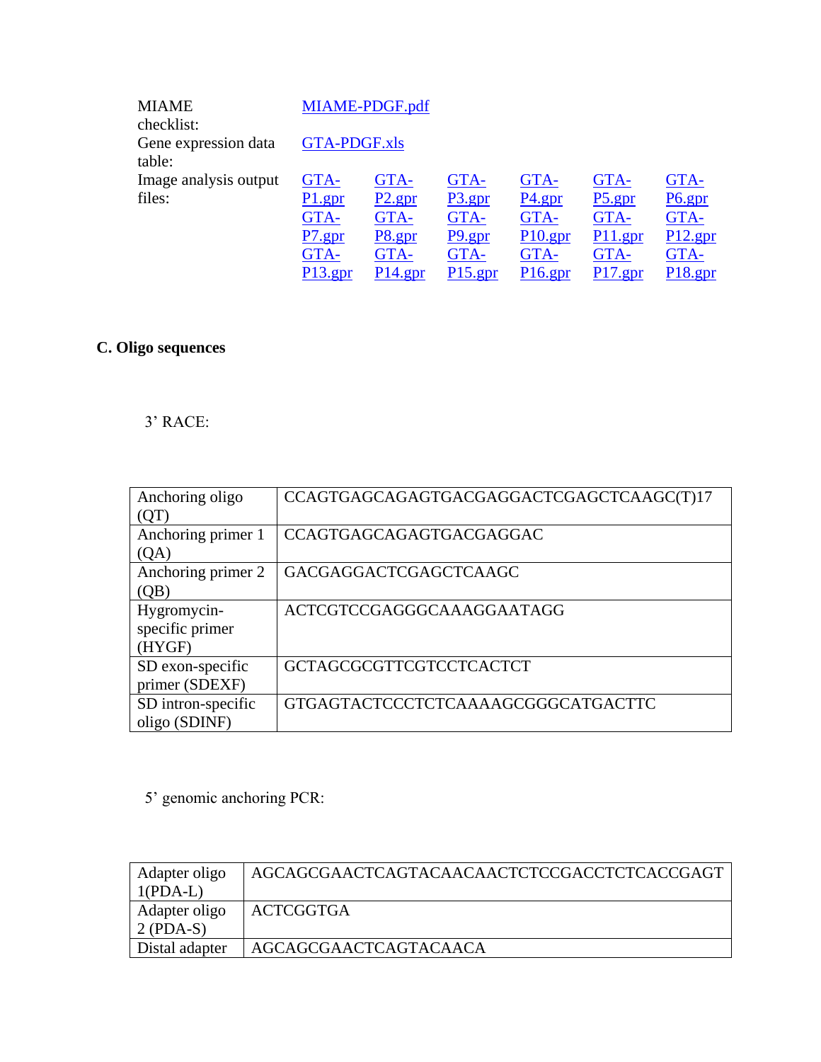| | | | | | | |
|---|---|---|---|---|---|---|
| MIAME checklist: | MIAME-PDGF.pdf | | | | | |
| Gene expression data table: | GTA-PDGF.xls | | | | | |
| Image analysis output files: | GTA-P1.gpr | GTA-P2.gpr | GTA-P3.gpr | GTA-P4.gpr | GTA-P5.gpr | GTA-P6.gpr |
| | GTA-P7.gpr | GTA-P8.gpr | GTA-P9.gpr | GTA-P10.gpr | GTA-P11.gpr | GTA-P12.gpr |
| | GTA-P13.gpr | GTA-P14.gpr | GTA-P15.gpr | GTA-P16.gpr | GTA-P17.gpr | GTA-P18.gpr |

## C. Oligo sequences

3' RACE:

| | |
|---|---|
| Anchoring oligo (QT) | CCAGTGAGCAGAGTGACGAGGACTCGAGCTCAAGC(T)17 |
| Anchoring primer 1 (QA) | CCAGTGAGCAGAGTGACGAGGAC |
| Anchoring primer 2 (QB) | GACGAGGACTCGAGCTCAAGC |
| Hygromycin-specific primer (HYGF) | ACTCGTCCGAGGGCAAAGGAATAGG |
| SD exon-specific primer (SDEXF) | GCTAGCGCGTTCGTCCTCACTCT |
| SD intron-specific oligo (SDINF) | GTGAGTACTCCCTCTCAAAAGCGGGCATGACTTC |

5' genomic anchoring PCR:

| | |
|---|---|
| Adapter oligo 1(PDA-L) | AGCAGCGAACTCAGTACAACAACTCTCCGACCTCTCACCGAGT |
| Adapter oligo 2 (PDA-S) | ACTCGGTGA |
| Distal adapter | AGCAGCGAACTCAGTACAACA |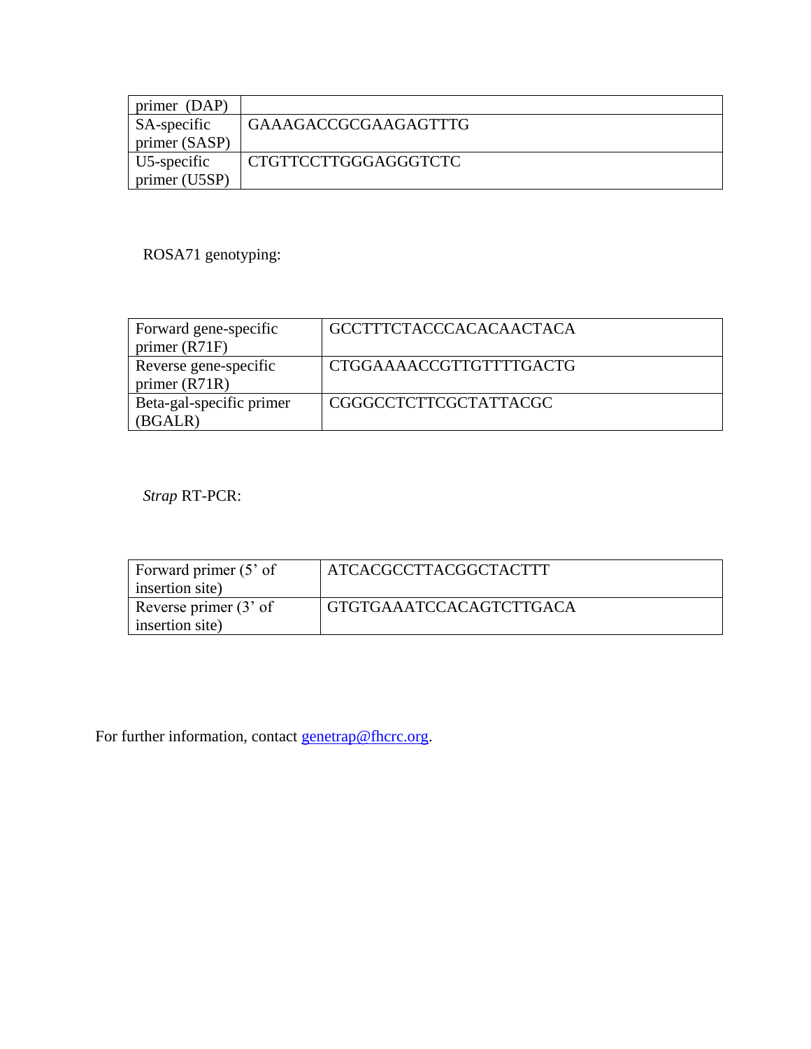| | |
|---|---|
| primer (DAP) | |
| SA-specific primer (SASP) | GAAAGACCGCGAAGAGTTTG |
| U5-specific primer (U5SP) | CTGTTCCTTGGGAGGGTCTC |

ROSA71 genotyping:

| | |
|---|---|
| Forward gene-specific primer (R71F) | GCCTTTCTACCCACACAACTACA |
| Reverse gene-specific primer (R71R) | CTGGAAAACCGTTGTTTTGACTG |
| Beta-gal-specific primer (BGALR) | CGGGCCTCTTCGCTATTACGC |

*Strap* RT-PCR:

| | |
|---|---|
| Forward primer (5' of insertion site) | ATCACGCCTTACGGCTACTTT |
| Reverse primer (3' of insertion site) | GTGTGAAATCCACAGTCTTGACA |

For further information, contact genetrap@fhcrc.org.